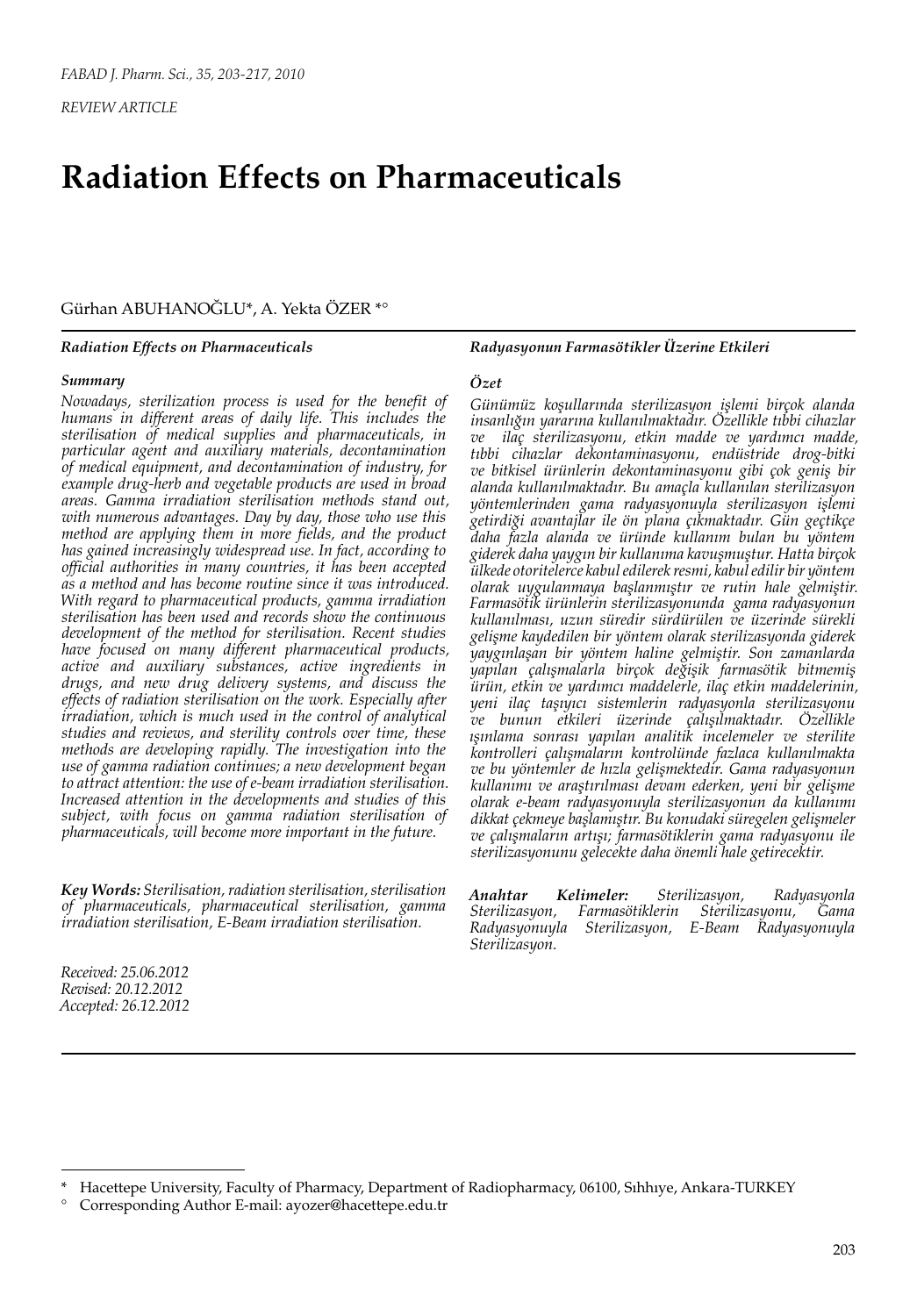*FABAD J. Pharm. Sci., 35, 203-217, 2010*

*REVIEW ARTICLE*

# Radiation Effects on Pharmaceuticals

Gürhan ABUHANOĞLU*, A. Yekta ÖZER *°

***Radiation Effects on Pharmaceuticals***

***Summary***

*Nowadays, sterilization process is used for the benefit of humans in different areas of daily life. This includes the sterilisation of medical supplies and pharmaceuticals, in particular agent and auxiliary materials, decontamination of medical equipment, and decontamination of industry, for example drug-herb and vegetable products are used in broad areas. Gamma irradiation sterilisation methods stand out, with numerous advantages. Day by day, those who use this method are applying them in more fields, and the product has gained increasingly widespread use. In fact, according to official authorities in many countries, it has been accepted as a method and has become routine since it was introduced. With regard to pharmaceutical products, gamma irradiation sterilisation has been used and records show the continuous development of the method for sterilisation. Recent studies have focused on many different pharmaceutical products, active and auxiliary substances, active ingredients in drugs, and new drug delivery systems, and discuss the effects of radiation sterilisation on the work. Especially after irradiation, which is much used in the control of analytical studies and reviews, and sterility controls over time, these methods are developing rapidly. The investigation into the use of gamma radiation continues; a new development began to attract attention: the use of e-beam irradiation sterilisation. Increased attention in the developments and studies of this subject, with focus on gamma radiation sterilisation of pharmaceuticals, will become more important in the future.*

***Key Words:*** *Sterilisation, radiation sterilisation, sterilisation of pharmaceuticals, pharmaceutical sterilisation, gamma irradiation sterilisation, E-Beam irradiation sterilisation.*

*Received: 25.06.2012*
*Revised: 20.12.2012*
*Accepted: 26.12.2012*

***Radyasyonun Farmasötikler Üzerine Etkileri***

***Özet***

*Günümüz koşullarında sterilizasyon işlemi birçok alanda insanlığın yararına kullanılmaktadır. Özellikle tıbbi cihazlar ve ilaç sterilizasyonu, etkin madde ve yardımcı madde, tıbbi cihazlar dekontaminasyonu, endüstride drog-bitki ve bitkisel ürünlerin dekontaminasyonu gibi çok geniş bir alanda kullanılmaktadır. Bu amaçla kullanılan sterilizasyon yöntemlerinden gama radyasyonuyla sterilizasyon işlemi getirdiği avantajlar ile ön plana çıkmaktadır. Gün geçtikçe daha fazla alanda ve üründe kullanım bulan bu yöntem giderek daha yaygın bir kullanıma kavuşmuştur. Hatta birçok ülkede otoritelerce kabul edilerek resmi, kabul edilir bir yöntem olarak uygulanmaya başlanmıştır ve rutin hale gelmiştir. Farmasötik ürünlerin sterilizasyonunda gama radyasyonun kullanılması, uzun süredir sürdürülen ve üzerinde sürekli gelişme kaydedilen bir yöntem olarak sterilizasyonda giderek yaygınlaşan bir yöntem haline gelmiştir. Son zamanlarda yapılan çalışmalarla birçok değişik farmasötik bitmemiş ürün, etkin ve yardımcı maddelerle, ilaç etkin maddelerinin, yeni ilaç taşıyıcı sistemlerin radyasyonla sterilizasyonu ve bunun etkileri üzerinde çalışılmaktadır. Özellikle ışınlama sonrası yapılan analitik incelemeler ve sterilite kontrolleri çalışmaların kontrolünde fazlaca kullanılmakta ve bu yöntemler de hızla gelişmektedir. Gama radyasyonun kullanımı ve araştırılması devam ederken, yeni bir gelişme olarak e-beam radyasyonuyla sterilizasyonun da kullanımı dikkat çekmeye başlamıştır. Bu konudaki süregelen gelişmeler ve çalışmaların artışı; farmasötiklerin gama radyasyonu ile sterilizasyonunu gelecekte daha önemli hale getirecektir.*

***Anahtar Kelimeler:*** *Sterilizasyon, Radyasyonla Sterilizasyon, Farmasötiklerin Sterilizasyonu, Gama Radyasyonuyla Sterilizasyon, E-Beam Radyasyonuyla Sterilizasyon.*

\* Hacettepe University, Faculty of Pharmacy, Department of Radiopharmacy, 06100, Sıhhıye, Ankara-TURKEY

° Corresponding Author E-mail: ayozer@hacettepe.edu.tr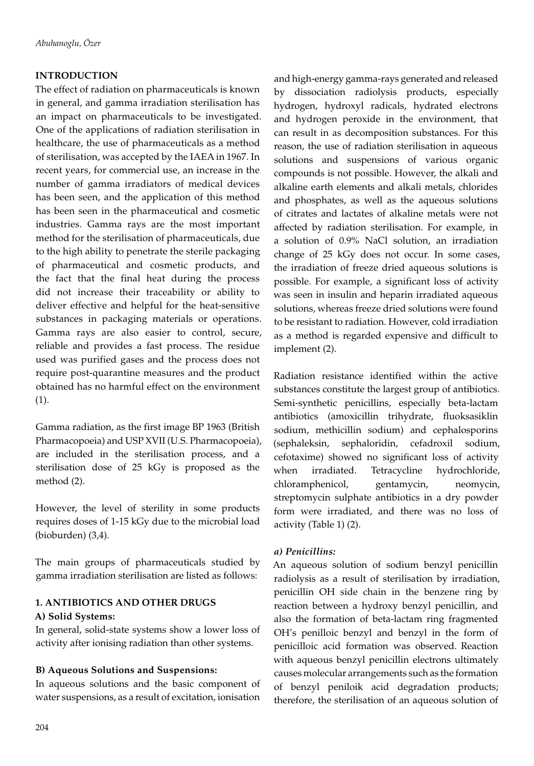## INTRODUCTION

The effect of radiation on pharmaceuticals is known in general, and gamma irradiation sterilisation has an impact on pharmaceuticals to be investigated. One of the applications of radiation sterilisation in healthcare, the use of pharmaceuticals as a method of sterilisation, was accepted by the IAEA in 1967. In recent years, for commercial use, an increase in the number of gamma irradiators of medical devices has been seen, and the application of this method has been seen in the pharmaceutical and cosmetic industries. Gamma rays are the most important method for the sterilisation of pharmaceuticals, due to the high ability to penetrate the sterile packaging of pharmaceutical and cosmetic products, and the fact that the final heat during the process did not increase their traceability or ability to deliver effective and helpful for the heat-sensitive substances in packaging materials or operations. Gamma rays are also easier to control, secure, reliable and provides a fast process. The residue used was purified gases and the process does not require post-quarantine measures and the product obtained has no harmful effect on the environment (1).

Gamma radiation, as the first image BP 1963 (British Pharmacopoeia) and USP XVII (U.S. Pharmacopoeia), are included in the sterilisation process, and a sterilisation dose of 25 kGy is proposed as the method (2).

However, the level of sterility in some products requires doses of 1-15 kGy due to the microbial load (bioburden) (3,4).

The main groups of pharmaceuticals studied by gamma irradiation sterilisation are listed as follows:

### 1. ANTIBIOTICS AND OTHER DRUGS

**A) Solid Systems:**

In general, solid-state systems show a lower loss of activity after ionising radiation than other systems.

**B) Aqueous Solutions and Suspensions:**

In aqueous solutions and the basic component of water suspensions, as a result of excitation, ionisation and high-energy gamma-rays generated and released by dissociation radiolysis products, especially hydrogen, hydroxyl radicals, hydrated electrons and hydrogen peroxide in the environment, that can result in as decomposition substances. For this reason, the use of radiation sterilisation in aqueous solutions and suspensions of various organic compounds is not possible. However, the alkali and alkaline earth elements and alkali metals, chlorides and phosphates, as well as the aqueous solutions of citrates and lactates of alkaline metals were not affected by radiation sterilisation. For example, in a solution of 0.9% NaCl solution, an irradiation change of 25 kGy does not occur. In some cases, the irradiation of freeze dried aqueous solutions is possible. For example, a significant loss of activity was seen in insulin and heparin irradiated aqueous solutions, whereas freeze dried solutions were found to be resistant to radiation. However, cold irradiation as a method is regarded expensive and difficult to implement (2).

Radiation resistance identified within the active substances constitute the largest group of antibiotics. Semi-synthetic penicillins, especially beta-lactam antibiotics (amoxicillin trihydrate, fluoksasiklin sodium, methicillin sodium) and cephalosporins (sephaleksin, sephaloridin, cefadroxil sodium, cefotaxime) showed no significant loss of activity when irradiated. Tetracycline hydrochloride, chloramphenicol, gentamycin, neomycin, streptomycin sulphate antibiotics in a dry powder form were irradiated, and there was no loss of activity (Table 1) (2).

***a) Penicillins:***

An aqueous solution of sodium benzyl penicillin radiolysis as a result of sterilisation by irradiation, penicillin OH side chain in the benzene ring by reaction between a hydroxy benzyl penicillin, and also the formation of beta-lactam ring fragmented OH's penilloic benzyl and benzyl in the form of penicilloic acid formation was observed. Reaction with aqueous benzyl penicillin electrons ultimately causes molecular arrangements such as the formation of benzyl peniloik acid degradation products; therefore, the sterilisation of an aqueous solution of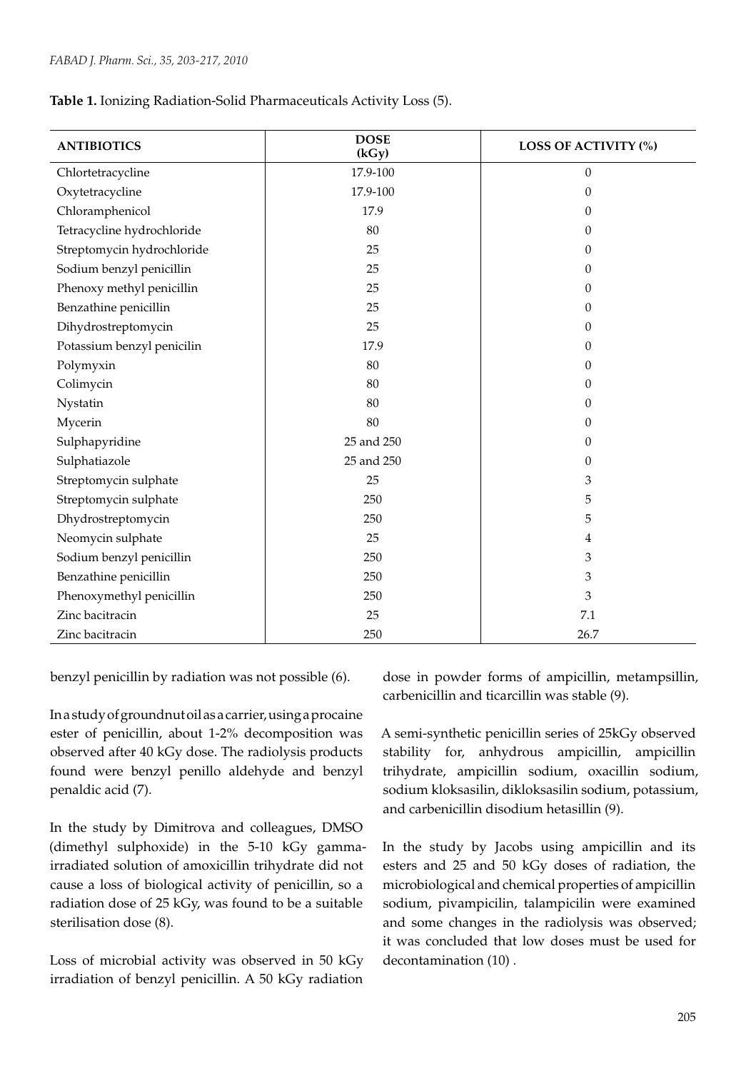**Table 1.** Ionizing Radiation-Solid Pharmaceuticals Activity Loss (5).

| ANTIBIOTICS | DOSE (kGy) | LOSS OF ACTIVITY (%) |
|---|---|---|
| Chlortetracycline | 17.9-100 | 0 |
| Oxytetracycline | 17.9-100 | 0 |
| Chloramphenicol | 17.9 | 0 |
| Tetracycline hydrochloride | 80 | 0 |
| Streptomycin hydrochloride | 25 | 0 |
| Sodium benzyl penicillin | 25 | 0 |
| Phenoxy methyl penicillin | 25 | 0 |
| Benzathine penicillin | 25 | 0 |
| Dihydrostreptomycin | 25 | 0 |
| Potassium benzyl penicilin | 17.9 | 0 |
| Polymyxin | 80 | 0 |
| Colimycin | 80 | 0 |
| Nystatin | 80 | 0 |
| Mycerin | 80 | 0 |
| Sulphapyridine | 25 and 250 | 0 |
| Sulphatiazole | 25 and 250 | 0 |
| Streptomycin sulphate | 25 | 3 |
| Streptomycin sulphate | 250 | 5 |
| Dhydrostreptomycin | 250 | 5 |
| Neomycin sulphate | 25 | 4 |
| Sodium benzyl penicillin | 250 | 3 |
| Benzathine penicillin | 250 | 3 |
| Phenoxymethyl penicillin | 250 | 3 |
| Zinc bacitracin | 25 | 7.1 |
| Zinc bacitracin | 250 | 26.7 |

benzyl penicillin by radiation was not possible (6).

In a study of groundnut oil as a carrier, using a procaine ester of penicillin, about 1-2% decomposition was observed after 40 kGy dose. The radiolysis products found were benzyl penillo aldehyde and benzyl penaldic acid (7).

In the study by Dimitrova and colleagues, DMSO (dimethyl sulphoxide) in the 5-10 kGy gamma-irradiated solution of amoxicillin trihydrate did not cause a loss of biological activity of penicillin, so a radiation dose of 25 kGy, was found to be a suitable sterilisation dose (8).

Loss of microbial activity was observed in 50 kGy irradiation of benzyl penicillin. A 50 kGy radiation dose in powder forms of ampicillin, metampsillin, carbenicillin and ticarcillin was stable (9).

A semi-synthetic penicillin series of 25kGy observed stability for, anhydrous ampicillin, ampicillin trihydrate, ampicillin sodium, oxacillin sodium, sodium kloksasilin, dikloksasilin sodium, potassium, and carbenicillin disodium hetasillin (9).

In the study by Jacobs using ampicillin and its esters and 25 and 50 kGy doses of radiation, the microbiological and chemical properties of ampicillin sodium, pivampicilin, talampicilin were examined and some changes in the radiolysis was observed; it was concluded that low doses must be used for decontamination (10) .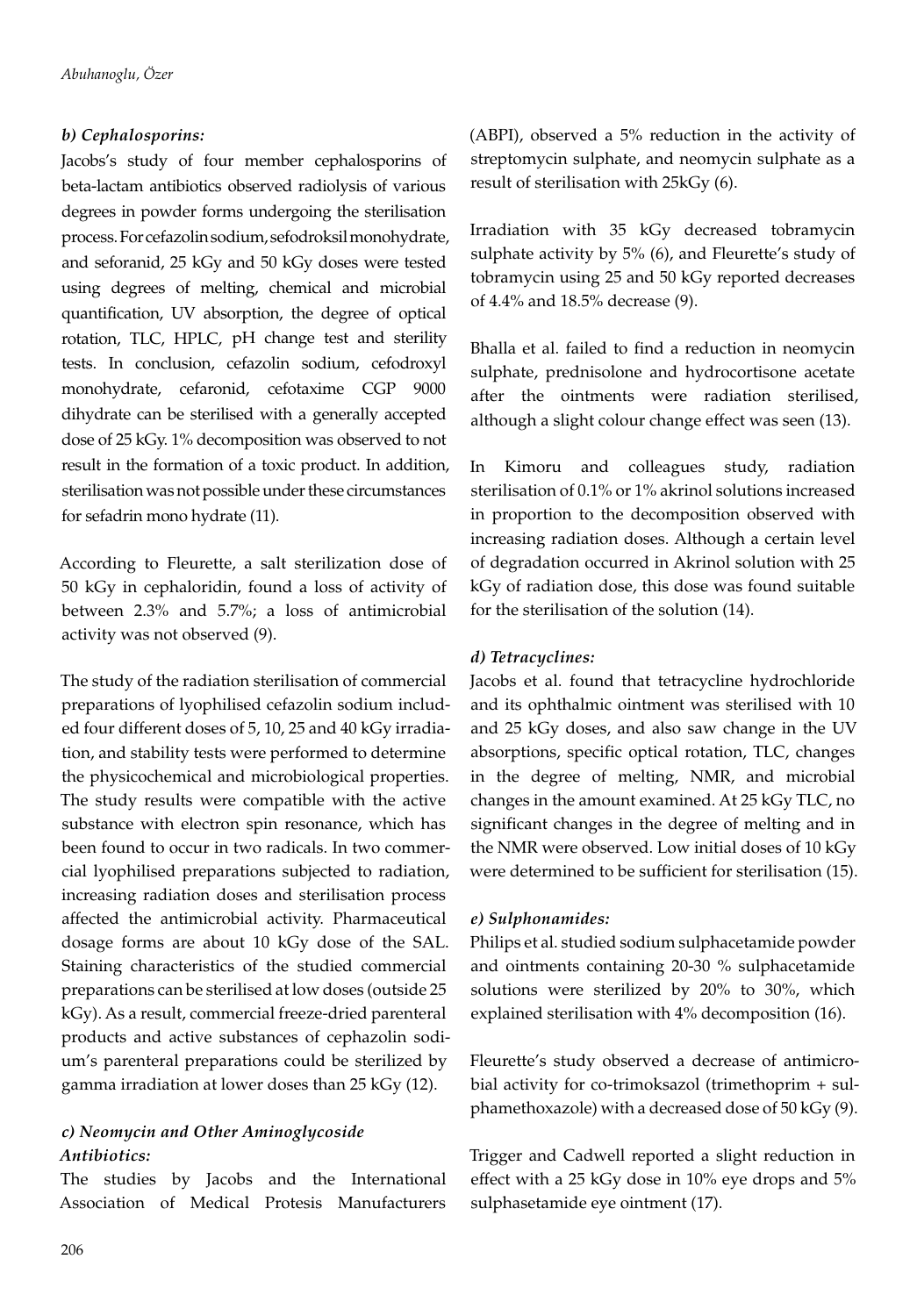***b) Cephalosporins:***

Jacobs's study of four member cephalosporins of beta-lactam antibiotics observed radiolysis of various degrees in powder forms undergoing the sterilisation process. For cefazolin sodium, sefodroksil monohydrate, and seforanid, 25 kGy and 50 kGy doses were tested using degrees of melting, chemical and microbial quantification, UV absorption, the degree of optical rotation, TLC, HPLC, pH change test and sterility tests. In conclusion, cefazolin sodium, cefodroxyl monohydrate, cefaronid, cefotaxime CGP 9000 dihydrate can be sterilised with a generally accepted dose of 25 kGy. 1% decomposition was observed to not result in the formation of a toxic product. In addition, sterilisation was not possible under these circumstances for sefadrin mono hydrate (11).

According to Fleurette, a salt sterilization dose of 50 kGy in cephaloridin, found a loss of activity of between 2.3% and 5.7%; a loss of antimicrobial activity was not observed (9).

The study of the radiation sterilisation of commercial preparations of lyophilised cefazolin sodium included four different doses of 5, 10, 25 and 40 kGy irradiation, and stability tests were performed to determine the physicochemical and microbiological properties. The study results were compatible with the active substance with electron spin resonance, which has been found to occur in two radicals. In two commercial lyophilised preparations subjected to radiation, increasing radiation doses and sterilisation process affected the antimicrobial activity. Pharmaceutical dosage forms are about 10 kGy dose of the SAL. Staining characteristics of the studied commercial preparations can be sterilised at low doses (outside 25 kGy). As a result, commercial freeze-dried parenteral products and active substances of cephazolin sodium's parenteral preparations could be sterilized by gamma irradiation at lower doses than 25 kGy (12).

***c) Neomycin and Other Aminoglycoside Antibiotics:***

The studies by Jacobs and the International Association of Medical Protesis Manufacturers (ABPI), observed a 5% reduction in the activity of streptomycin sulphate, and neomycin sulphate as a result of sterilisation with 25kGy (6).

Irradiation with 35 kGy decreased tobramycin sulphate activity by 5% (6), and Fleurette's study of tobramycin using 25 and 50 kGy reported decreases of 4.4% and 18.5% decrease (9).

Bhalla et al. failed to find a reduction in neomycin sulphate, prednisolone and hydrocortisone acetate after the ointments were radiation sterilised, although a slight colour change effect was seen (13).

In Kimoru and colleagues study, radiation sterilisation of 0.1% or 1% akrinol solutions increased in proportion to the decomposition observed with increasing radiation doses. Although a certain level of degradation occurred in Akrinol solution with 25 kGy of radiation dose, this dose was found suitable for the sterilisation of the solution (14).

***d) Tetracyclines:***

Jacobs et al. found that tetracycline hydrochloride and its ophthalmic ointment was sterilised with 10 and 25 kGy doses, and also saw change in the UV absorptions, specific optical rotation, TLC, changes in the degree of melting, NMR, and microbial changes in the amount examined. At 25 kGy TLC, no significant changes in the degree of melting and in the NMR were observed. Low initial doses of 10 kGy were determined to be sufficient for sterilisation (15).

***e) Sulphonamides:***

Philips et al. studied sodium sulphacetamide powder and ointments containing 20-30 % sulphacetamide solutions were sterilized by 20% to 30%, which explained sterilisation with 4% decomposition (16).

Fleurette's study observed a decrease of antimicrobial activity for co-trimoksazol (trimethoprim + sulphamethoxazole) with a decreased dose of 50 kGy (9).

Trigger and Cadwell reported a slight reduction in effect with a 25 kGy dose in 10% eye drops and 5% sulphasetamide eye ointment (17).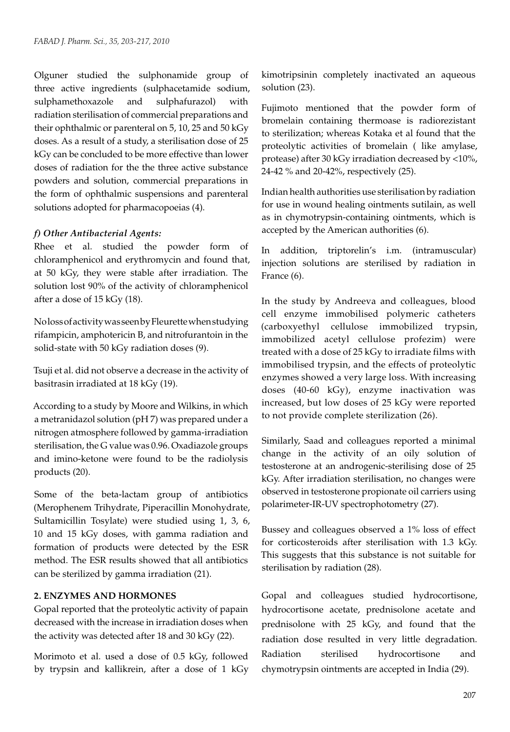Olguner studied the sulphonamide group of three active ingredients (sulphacetamide sodium, sulphamethoxazole and sulphafurazol) with radiation sterilisation of commercial preparations and their ophthalmic or parenteral on 5, 10, 25 and 50 kGy doses. As a result of a study, a sterilisation dose of 25 kGy can be concluded to be more effective than lower doses of radiation for the the three active substance powders and solution, commercial preparations in the form of ophthalmic suspensions and parenteral solutions adopted for pharmacopoeias (4).

### *f) Other Antibacterial Agents:*

Rhee et al. studied the powder form of chloramphenicol and erythromycin and found that, at 50 kGy, they were stable after irradiation. The solution lost 90% of the activity of chloramphenicol after a dose of 15 kGy (18).

No loss of activity was seen by Fleurette when studying rifampicin, amphotericin B, and nitrofurantoin in the solid-state with 50 kGy radiation doses (9).

Tsuji et al. did not observe a decrease in the activity of basitrasin irradiated at 18 kGy (19).

According to a study by Moore and Wilkins, in which a metranidazol solution (pH 7) was prepared under a nitrogen atmosphere followed by gamma-irradiation sterilisation, the G value was 0.96. Oxadiazole groups and imino-ketone were found to be the radiolysis products (20).

Some of the beta-lactam group of antibiotics (Merophenem Trihydrate, Piperacillin Monohydrate, Sultamicillin Tosylate) were studied using 1, 3, 6, 10 and 15 kGy doses, with gamma radiation and formation of products were detected by the ESR method. The ESR results showed that all antibiotics can be sterilized by gamma irradiation (21).

## 2. ENZYMES AND HORMONES

Gopal reported that the proteolytic activity of papain decreased with the increase in irradiation doses when the activity was detected after 18 and 30 kGy (22).

Morimoto et al. used a dose of 0.5 kGy, followed by trypsin and kallikrein, after a dose of 1 kGy kimotripsinin completely inactivated an aqueous solution (23).

Fujimoto mentioned that the powder form of bromelain containing thermoase is radiorezistant to sterilization; whereas Kotaka et al found that the proteolytic activities of bromelain ( like amylase, protease) after 30 kGy irradiation decreased by <10%, 24-42 % and 20-42%, respectively (25).

Indian health authorities use sterilisation by radiation for use in wound healing ointments sutilain, as well as in chymotrypsin-containing ointments, which is accepted by the American authorities (6).

In addition, triptorelin's i.m. (intramuscular) injection solutions are sterilised by radiation in France (6).

In the study by Andreeva and colleagues, blood cell enzyme immobilised polymeric catheters (carboxyethyl cellulose immobilized trypsin, immobilized acetyl cellulose profezim) were treated with a dose of 25 kGy to irradiate films with immobilised trypsin, and the effects of proteolytic enzymes showed a very large loss. With increasing doses (40-60 kGy), enzyme inactivation was increased, but low doses of 25 kGy were reported to not provide complete sterilization (26).

Similarly, Saad and colleagues reported a minimal change in the activity of an oily solution of testosterone at an androgenic-sterilising dose of 25 kGy. After irradiation sterilisation, no changes were observed in testosterone propionate oil carriers using polarimeter-IR-UV spectrophotometry (27).

Bussey and colleagues observed a 1% loss of effect for corticosteroids after sterilisation with 1.3 kGy. This suggests that this substance is not suitable for sterilisation by radiation (28).

Gopal and colleagues studied hydrocortisone, hydrocortisone acetate, prednisolone acetate and prednisolone with 25 kGy, and found that the radiation dose resulted in very little degradation. Radiation sterilised hydrocortisone and chymotrypsin ointments are accepted in India (29).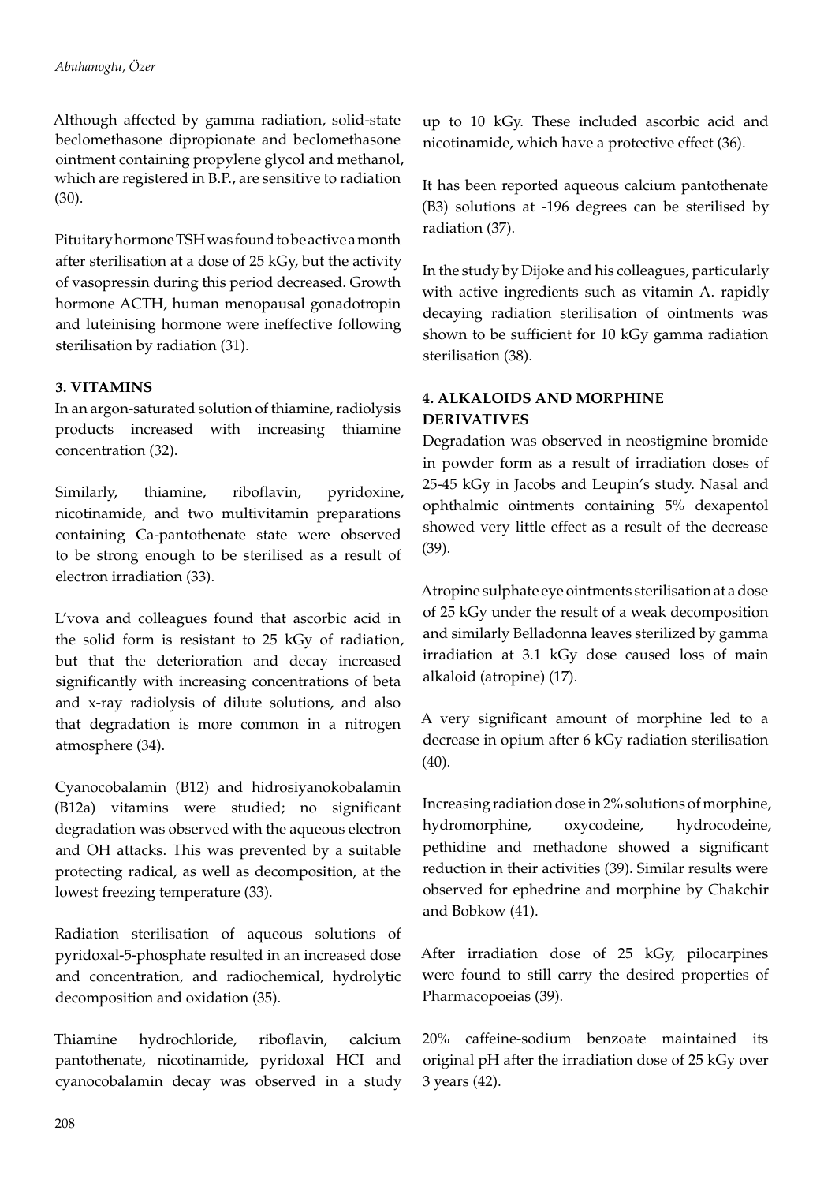Although affected by gamma radiation, solid-state beclomethasone dipropionate and beclomethasone ointment containing propylene glycol and methanol, which are registered in B.P., are sensitive to radiation (30).

Pituitary hormone TSH was found to be active a month after sterilisation at a dose of 25 kGy, but the activity of vasopressin during this period decreased. Growth hormone ACTH, human menopausal gonadotropin and luteinising hormone were ineffective following sterilisation by radiation (31).

### 3. VITAMINS

In an argon-saturated solution of thiamine, radiolysis products increased with increasing thiamine concentration (32).

Similarly, thiamine, riboflavin, pyridoxine, nicotinamide, and two multivitamin preparations containing Ca-pantothenate state were observed to be strong enough to be sterilised as a result of electron irradiation (33).

L'vova and colleagues found that ascorbic acid in the solid form is resistant to 25 kGy of radiation, but that the deterioration and decay increased significantly with increasing concentrations of beta and x-ray radiolysis of dilute solutions, and also that degradation is more common in a nitrogen atmosphere (34).

Cyanocobalamin (B12) and hidrosiyanokobalamin (B12a) vitamins were studied; no significant degradation was observed with the aqueous electron and OH attacks. This was prevented by a suitable protecting radical, as well as decomposition, at the lowest freezing temperature (33).

Radiation sterilisation of aqueous solutions of pyridoxal-5-phosphate resulted in an increased dose and concentration, and radiochemical, hydrolytic decomposition and oxidation (35).

Thiamine hydrochloride, riboflavin, calcium pantothenate, nicotinamide, pyridoxal HCI and cyanocobalamin decay was observed in a study up to 10 kGy. These included ascorbic acid and nicotinamide, which have a protective effect (36).

It has been reported aqueous calcium pantothenate (B3) solutions at -196 degrees can be sterilised by radiation (37).

In the study by Dijoke and his colleagues, particularly with active ingredients such as vitamin A. rapidly decaying radiation sterilisation of ointments was shown to be sufficient for 10 kGy gamma radiation sterilisation (38).

### 4. ALKALOIDS AND MORPHINE DERIVATIVES

Degradation was observed in neostigmine bromide in powder form as a result of irradiation doses of 25-45 kGy in Jacobs and Leupin's study. Nasal and ophthalmic ointments containing 5% dexapentol showed very little effect as a result of the decrease (39).

Atropine sulphate eye ointments sterilisation at a dose of 25 kGy under the result of a weak decomposition and similarly Belladonna leaves sterilized by gamma irradiation at 3.1 kGy dose caused loss of main alkaloid (atropine) (17).

A very significant amount of morphine led to a decrease in opium after 6 kGy radiation sterilisation (40).

Increasing radiation dose in 2% solutions of morphine, hydromorphine, oxycodeine, hydrocodeine, pethidine and methadone showed a significant reduction in their activities (39). Similar results were observed for ephedrine and morphine by Chakchir and Bobkow (41).

After irradiation dose of 25 kGy, pilocarpines were found to still carry the desired properties of Pharmacopoeias (39).

20% caffeine-sodium benzoate maintained its original pH after the irradiation dose of 25 kGy over 3 years (42).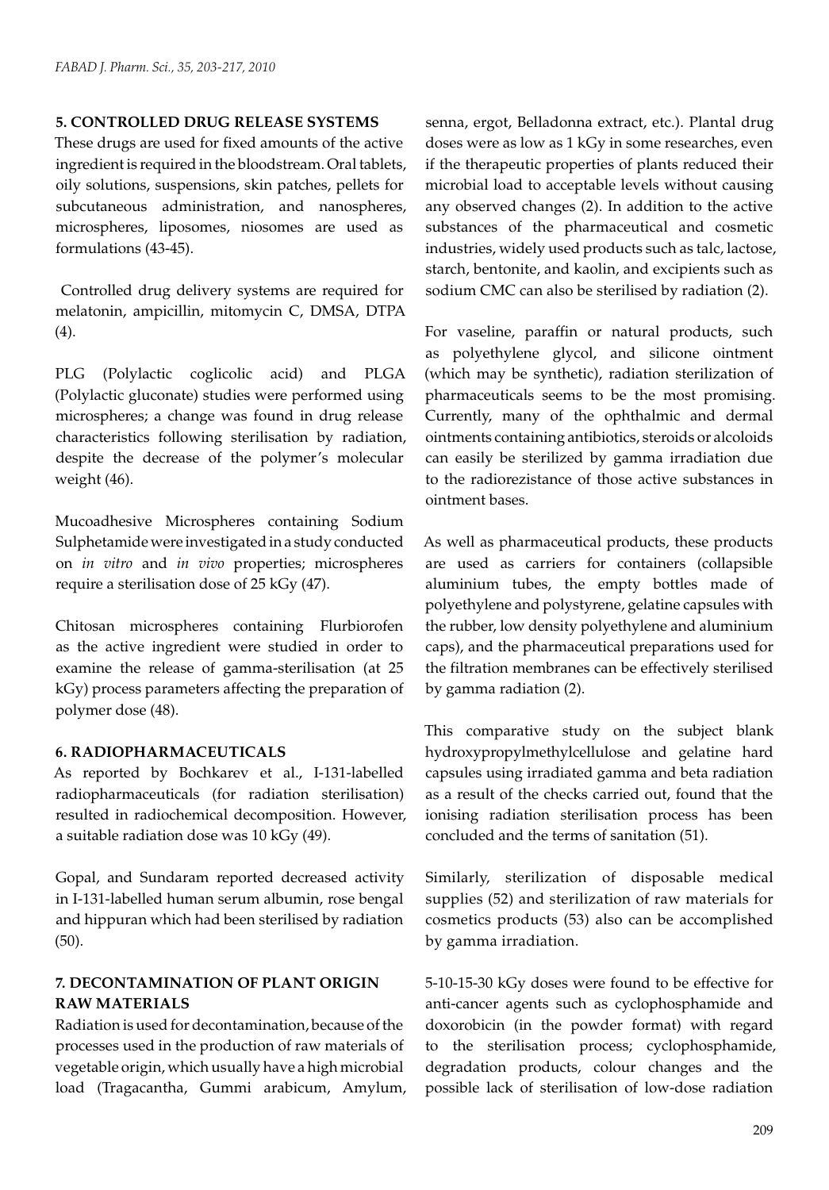## 5. CONTROLLED DRUG RELEASE SYSTEMS

These drugs are used for fixed amounts of the active ingredient is required in the bloodstream. Oral tablets, oily solutions, suspensions, skin patches, pellets for subcutaneous administration, and nanospheres, microspheres, liposomes, niosomes are used as formulations (43-45).

Controlled drug delivery systems are required for melatonin, ampicillin, mitomycin C, DMSA, DTPA (4).

PLG (Polylactic coglicolic acid) and PLGA (Polylactic gluconate) studies were performed using microspheres; a change was found in drug release characteristics following sterilisation by radiation, despite the decrease of the polymer's molecular weight (46).

Mucoadhesive Microspheres containing Sodium Sulphetamide were investigated in a study conducted on *in vitro* and *in vivo* properties; microspheres require a sterilisation dose of 25 kGy (47).

Chitosan microspheres containing Flurbiorofen as the active ingredient were studied in order to examine the release of gamma-sterilisation (at 25 kGy) process parameters affecting the preparation of polymer dose (48).

## 6. RADIOPHARMACEUTICALS

As reported by Bochkarev et al., I-131-labelled radiopharmaceuticals (for radiation sterilisation) resulted in radiochemical decomposition. However, a suitable radiation dose was 10 kGy (49).

Gopal, and Sundaram reported decreased activity in I-131-labelled human serum albumin, rose bengal and hippuran which had been sterilised by radiation (50).

## 7. DECONTAMINATION OF PLANT ORIGIN RAW MATERIALS

Radiation is used for decontamination, because of the processes used in the production of raw materials of vegetable origin, which usually have a high microbial load (Tragacantha, Gummi arabicum, Amylum, senna, ergot, Belladonna extract, etc.). Plantal drug doses were as low as 1 kGy in some researches, even if the therapeutic properties of plants reduced their microbial load to acceptable levels without causing any observed changes (2). In addition to the active substances of the pharmaceutical and cosmetic industries, widely used products such as talc, lactose, starch, bentonite, and kaolin, and excipients such as sodium CMC can also be sterilised by radiation (2).

For vaseline, paraffin or natural products, such as polyethylene glycol, and silicone ointment (which may be synthetic), radiation sterilization of pharmaceuticals seems to be the most promising. Currently, many of the ophthalmic and dermal ointments containing antibiotics, steroids or alcoloids can easily be sterilized by gamma irradiation due to the radiorezistance of those active substances in ointment bases.

As well as pharmaceutical products, these products are used as carriers for containers (collapsible aluminium tubes, the empty bottles made of polyethylene and polystyrene, gelatine capsules with the rubber, low density polyethylene and aluminium caps), and the pharmaceutical preparations used for the filtration membranes can be effectively sterilised by gamma radiation (2).

This comparative study on the subject blank hydroxypropylmethylcellulose and gelatine hard capsules using irradiated gamma and beta radiation as a result of the checks carried out, found that the ionising radiation sterilisation process has been concluded and the terms of sanitation (51).

Similarly, sterilization of disposable medical supplies (52) and sterilization of raw materials for cosmetics products (53) also can be accomplished by gamma irradiation.

5-10-15-30 kGy doses were found to be effective for anti-cancer agents such as cyclophosphamide and doxorobicin (in the powder format) with regard to the sterilisation process; cyclophosphamide, degradation products, colour changes and the possible lack of sterilisation of low-dose radiation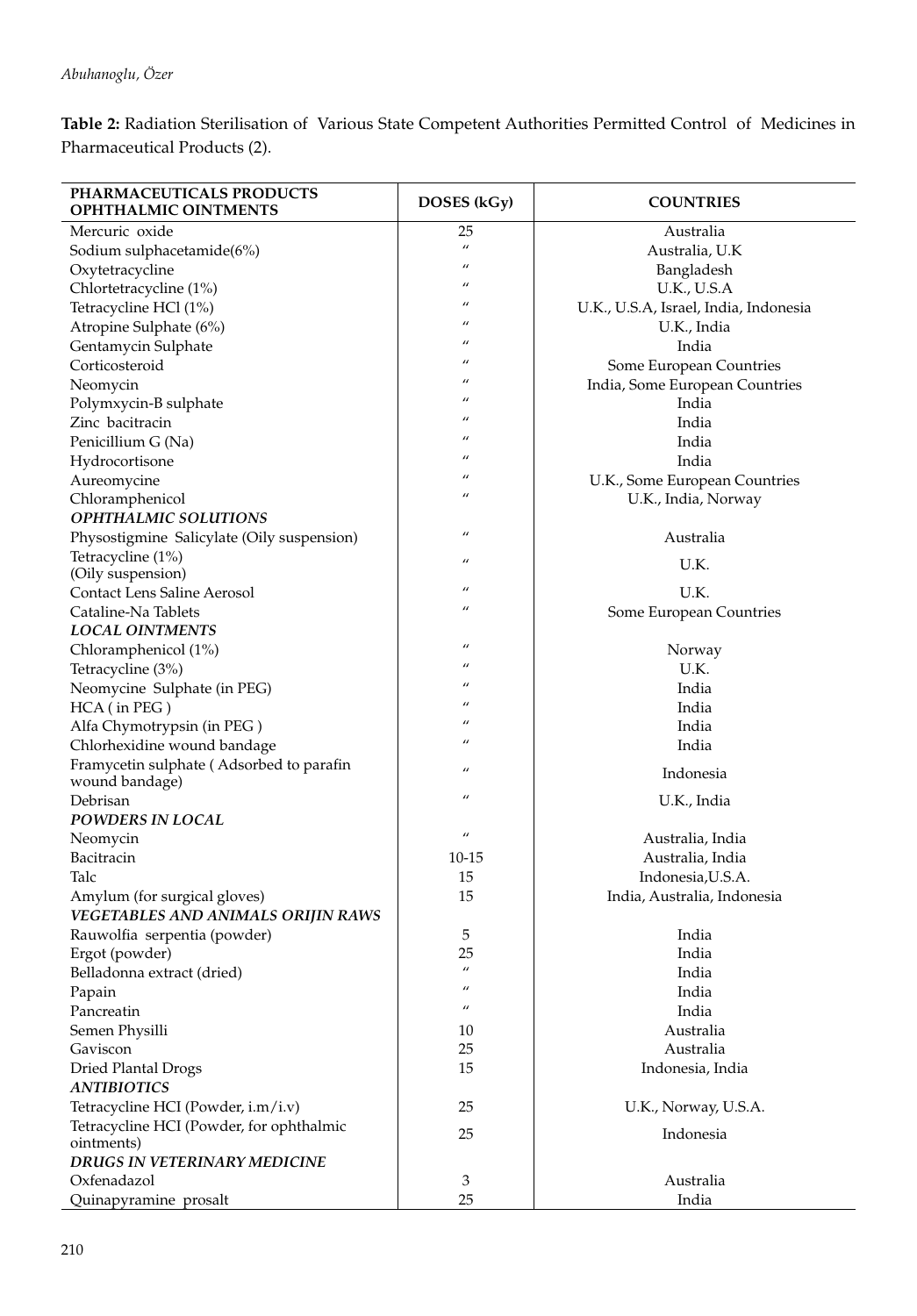**Table 2:** Radiation Sterilisation of Various State Competent Authorities Permitted Control of Medicines in Pharmaceutical Products (2).

| PHARMACEUTICALS PRODUCTS OPHTHALMIC OINTMENTS | DOSES (kGy) | COUNTRIES |
|---|---|---|
| Mercuric oxide | 25 | Australia |
| Sodium sulphacetamide(6%) | " | Australia, U.K |
| Oxytetracycline | " | Bangladesh |
| Chlortetracycline (1%) | " | U.K., U.S.A |
| Tetracycline HCl (1%) | " | U.K., U.S.A, Israel, India, Indonesia |
| Atropine Sulphate (6%) | " | U.K., India |
| Gentamycin Sulphate | " | India |
| Corticosteroid | " | Some European Countries |
| Neomycin | " | India, Some European Countries |
| Polymxycin-B sulphate | " | India |
| Zinc bacitracin | " | India |
| Penicillium G (Na) | " | India |
| Hydrocortisone | " | India |
| Aureomycine | " | U.K., Some European Countries |
| Chloramphenicol | " | U.K., India, Norway |
| ***OPHTHALMIC SOLUTIONS*** | | |
| Physostigmine Salicylate (Oily suspension) | " | Australia |
| Tetracycline (1%) (Oily suspension) | " | U.K. |
| Contact Lens Saline Aerosol | " | U.K. |
| Cataline-Na Tablets | " | Some European Countries |
| ***LOCAL OINTMENTS*** | | |
| Chloramphenicol (1%) | " | Norway |
| Tetracycline (3%) | " | U.K. |
| Neomycine Sulphate (in PEG) | " | India |
| HCA ( in PEG ) | " | India |
| Alfa Chymotrypsin (in PEG ) | " | India |
| Chlorhexidine wound bandage | " | India |
| Framycetin sulphate ( Adsorbed to parafin wound bandage) | " | Indonesia |
| Debrisan | " | U.K., India |
| ***POWDERS IN LOCAL*** | | |
| Neomycin | " | Australia, India |
| Bacitracin | 10-15 | Australia, India |
| Talc | 15 | Indonesia,U.S.A. |
| Amylum (for surgical gloves) | 15 | India, Australia, Indonesia |
| ***VEGETABLES AND ANIMALS ORIJIN RAWS*** | | |
| Rauwolfia serpentia (powder) | 5 | India |
| Ergot (powder) | 25 | India |
| Belladonna extract (dried) | " | India |
| Papain | " | India |
| Pancreatin | " | India |
| Semen Physilli | 10 | Australia |
| Gaviscon | 25 | Australia |
| Dried Plantal Drogs | 15 | Indonesia, India |
| ***ANTIBIOTICS*** | | |
| Tetracycline HCI (Powder, i.m/i.v) | 25 | U.K., Norway, U.S.A. |
| Tetracycline HCI (Powder, for ophthalmic ointments) | 25 | Indonesia |
| ***DRUGS IN VETERINARY MEDICINE*** | | |
| Oxfenadazol | 3 | Australia |
| Quinapyramine prosalt | 25 | India |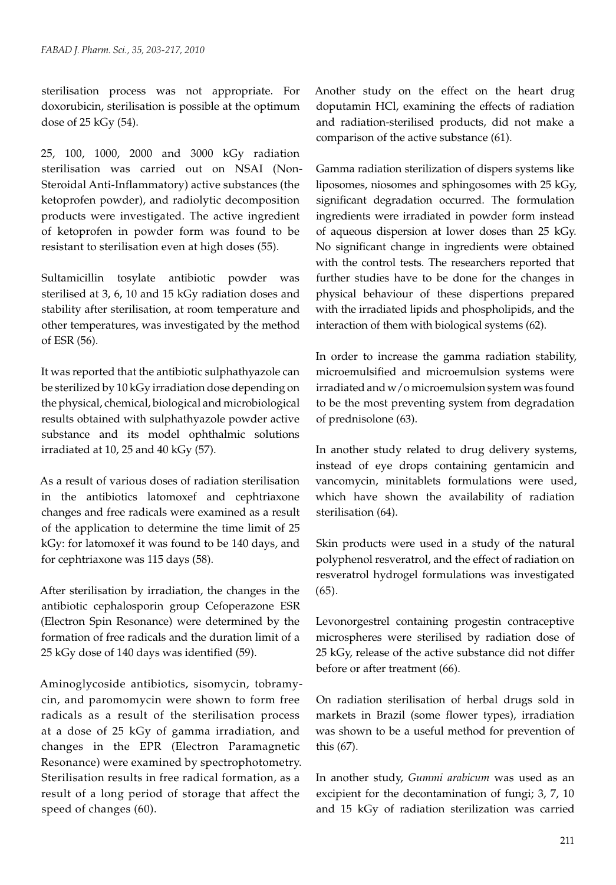sterilisation process was not appropriate. For doxorubicin, sterilisation is possible at the optimum dose of 25 kGy (54).

25, 100, 1000, 2000 and 3000 kGy radiation sterilisation was carried out on NSAI (Non-Steroidal Anti-Inflammatory) active substances (the ketoprofen powder), and radiolytic decomposition products were investigated. The active ingredient of ketoprofen in powder form was found to be resistant to sterilisation even at high doses (55).

Sultamicillin tosylate antibiotic powder was sterilised at 3, 6, 10 and 15 kGy radiation doses and stability after sterilisation, at room temperature and other temperatures, was investigated by the method of ESR (56).

It was reported that the antibiotic sulphathyazole can be sterilized by 10 kGy irradiation dose depending on the physical, chemical, biological and microbiological results obtained with sulphathyazole powder active substance and its model ophthalmic solutions irradiated at 10, 25 and 40 kGy (57).

As a result of various doses of radiation sterilisation in the antibiotics latomoxef and cephtriaxone changes and free radicals were examined as a result of the application to determine the time limit of 25 kGy: for latomoxef it was found to be 140 days, and for cephtriaxone was 115 days (58).

After sterilisation by irradiation, the changes in the antibiotic cephalosporin group Cefoperazone ESR (Electron Spin Resonance) were determined by the formation of free radicals and the duration limit of a 25 kGy dose of 140 days was identified (59).

Aminoglycoside antibiotics, sisomycin, tobramycin, and paromomycin were shown to form free radicals as a result of the sterilisation process at a dose of 25 kGy of gamma irradiation, and changes in the EPR (Electron Paramagnetic Resonance) were examined by spectrophotometry. Sterilisation results in free radical formation, as a result of a long period of storage that affect the speed of changes (60).

Another study on the effect on the heart drug doputamin HCl, examining the effects of radiation and radiation-sterilised products, did not make a comparison of the active substance (61).

Gamma radiation sterilization of dispers systems like liposomes, niosomes and sphingosomes with 25 kGy, significant degradation occurred. The formulation ingredients were irradiated in powder form instead of aqueous dispersion at lower doses than 25 kGy. No significant change in ingredients were obtained with the control tests. The researchers reported that further studies have to be done for the changes in physical behaviour of these dispertions prepared with the irradiated lipids and phospholipids, and the interaction of them with biological systems (62).

In order to increase the gamma radiation stability, microemulsified and microemulsion systems were irradiated and w/o microemulsion system was found to be the most preventing system from degradation of prednisolone (63).

In another study related to drug delivery systems, instead of eye drops containing gentamicin and vancomycin, minitablets formulations were used, which have shown the availability of radiation sterilisation (64).

Skin products were used in a study of the natural polyphenol resveratrol, and the effect of radiation on resveratrol hydrogel formulations was investigated (65).

Levonorgestrel containing progestin contraceptive microspheres were sterilised by radiation dose of 25 kGy, release of the active substance did not differ before or after treatment (66).

On radiation sterilisation of herbal drugs sold in markets in Brazil (some flower types), irradiation was shown to be a useful method for prevention of this (67).

In another study, *Gummi arabicum* was used as an excipient for the decontamination of fungi; 3, 7, 10 and 15 kGy of radiation sterilization was carried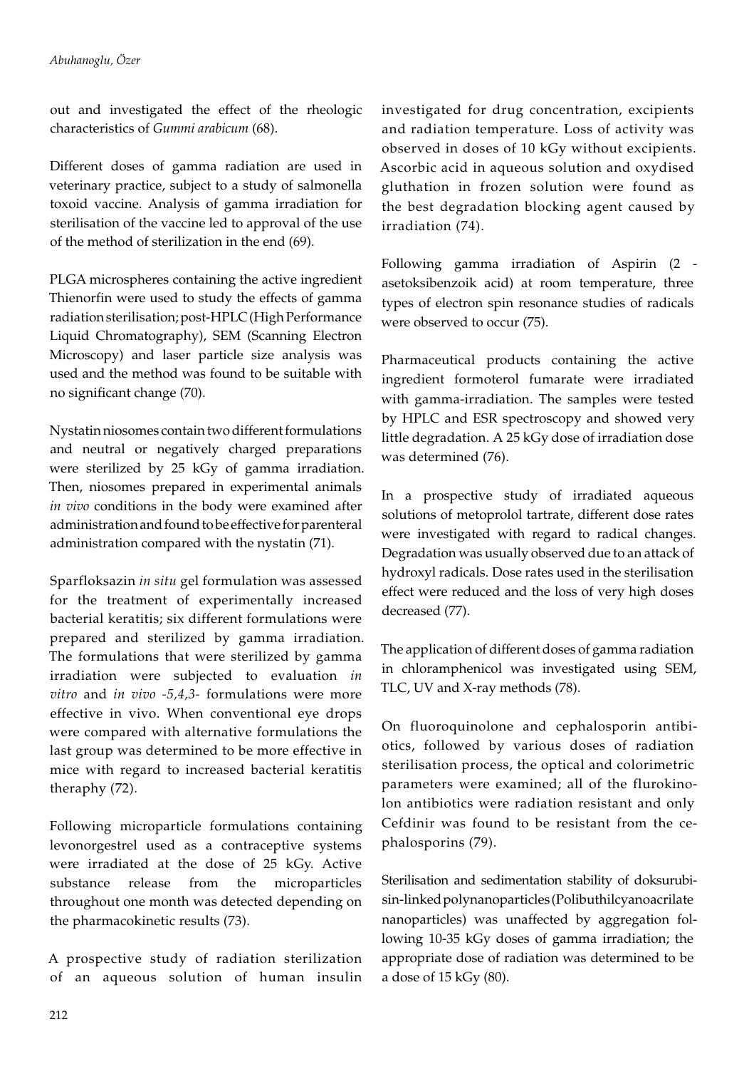out and investigated the effect of the rheologic characteristics of *Gummi arabicum* (68).

Different doses of gamma radiation are used in veterinary practice, subject to a study of salmonella toxoid vaccine. Analysis of gamma irradiation for sterilisation of the vaccine led to approval of the use of the method of sterilization in the end (69).

PLGA microspheres containing the active ingredient Thienorfin were used to study the effects of gamma radiation sterilisation; post-HPLC (High Performance Liquid Chromatography), SEM (Scanning Electron Microscopy) and laser particle size analysis was used and the method was found to be suitable with no significant change (70).

Nystatin niosomes contain two different formulations and neutral or negatively charged preparations were sterilized by 25 kGy of gamma irradiation. Then, niosomes prepared in experimental animals *in vivo* conditions in the body were examined after administration and found to be effective for parenteral administration compared with the nystatin (71).

Sparfloksazin *in situ* gel formulation was assessed for the treatment of experimentally increased bacterial keratitis; six different formulations were prepared and sterilized by gamma irradiation. The formulations that were sterilized by gamma irradiation were subjected to evaluation *in vitro* and *in vivo -5,4,3-* formulations were more effective in vivo. When conventional eye drops were compared with alternative formulations the last group was determined to be more effective in mice with regard to increased bacterial keratitis theraphy (72).

Following microparticle formulations containing levonorgestrel used as a contraceptive systems were irradiated at the dose of 25 kGy. Active substance release from the microparticles throughout one month was detected depending on the pharmacokinetic results (73).

A prospective study of radiation sterilization of an aqueous solution of human insulin investigated for drug concentration, excipients and radiation temperature. Loss of activity was observed in doses of 10 kGy without excipients. Ascorbic acid in aqueous solution and oxydised gluthation in frozen solution were found as the best degradation blocking agent caused by irradiation (74).

Following gamma irradiation of Aspirin (2 - asetoksibenzoik acid) at room temperature, three types of electron spin resonance studies of radicals were observed to occur (75).

Pharmaceutical products containing the active ingredient formoterol fumarate were irradiated with gamma-irradiation. The samples were tested by HPLC and ESR spectroscopy and showed very little degradation. A 25 kGy dose of irradiation dose was determined (76).

In a prospective study of irradiated aqueous solutions of metoprolol tartrate, different dose rates were investigated with regard to radical changes. Degradation was usually observed due to an attack of hydroxyl radicals. Dose rates used in the sterilisation effect were reduced and the loss of very high doses decreased (77).

The application of different doses of gamma radiation in chloramphenicol was investigated using SEM, TLC, UV and X-ray methods (78).

On fluoroquinolone and cephalosporin antibiotics, followed by various doses of radiation sterilisation process, the optical and colorimetric parameters were examined; all of the flurokinolon antibiotics were radiation resistant and only Cefdinir was found to be resistant from the cephalosporins (79).

Sterilisation and sedimentation stability of doksurubisin-linked polynanoparticles (Polibuthilcyanoacrilate nanoparticles) was unaffected by aggregation following 10-35 kGy doses of gamma irradiation; the appropriate dose of radiation was determined to be a dose of 15 kGy (80).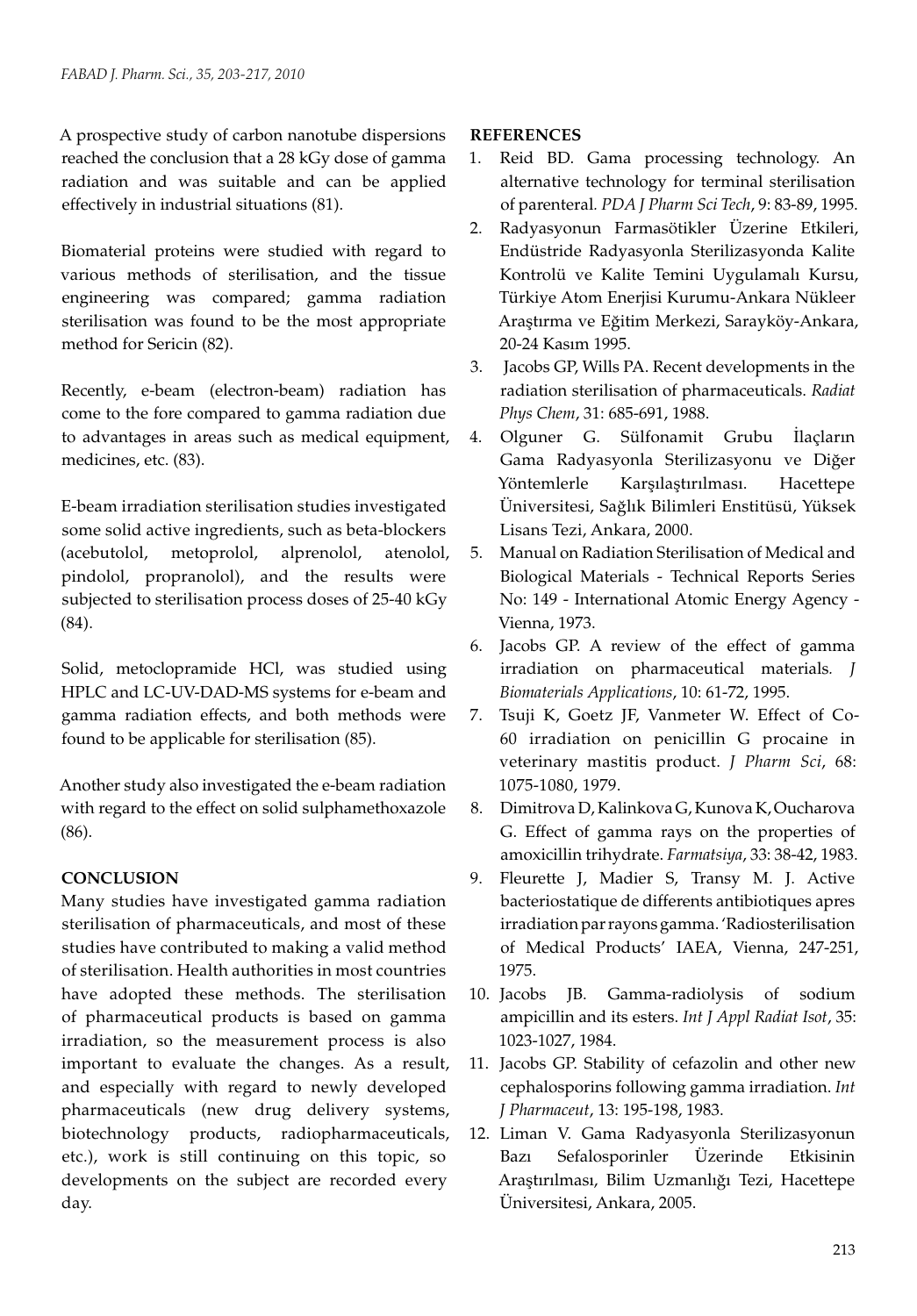A prospective study of carbon nanotube dispersions reached the conclusion that a 28 kGy dose of gamma radiation and was suitable and can be applied effectively in industrial situations (81).

Biomaterial proteins were studied with regard to various methods of sterilisation, and the tissue engineering was compared; gamma radiation sterilisation was found to be the most appropriate method for Sericin (82).

Recently, e-beam (electron-beam) radiation has come to the fore compared to gamma radiation due to advantages in areas such as medical equipment, medicines, etc. (83).

E-beam irradiation sterilisation studies investigated some solid active ingredients, such as beta-blockers (acebutolol, metoprolol, alprenolol, atenolol, pindolol, propranolol), and the results were subjected to sterilisation process doses of 25-40 kGy (84).

Solid, metoclopramide HCl, was studied using HPLC and LC-UV-DAD-MS systems for e-beam and gamma radiation effects, and both methods were found to be applicable for sterilisation (85).

Another study also investigated the e-beam radiation with regard to the effect on solid sulphamethoxazole (86).

## CONCLUSION

Many studies have investigated gamma radiation sterilisation of pharmaceuticals, and most of these studies have contributed to making a valid method of sterilisation. Health authorities in most countries have adopted these methods. The sterilisation of pharmaceutical products is based on gamma irradiation, so the measurement process is also important to evaluate the changes. As a result, and especially with regard to newly developed pharmaceuticals (new drug delivery systems, biotechnology products, radiopharmaceuticals, etc.), work is still continuing on this topic, so developments on the subject are recorded every day.

## REFERENCES

1. Reid BD. Gama processing technology. An alternative technology for terminal sterilisation of parenteral. *PDA J Pharm Sci Tech*, 9: 83-89, 1995.
2. Radyasyonun Farmasötikler Üzerine Etkileri, Endüstride Radyasyonla Sterilizasyonda Kalite Kontrolü ve Kalite Temini Uygulamalı Kursu, Türkiye Atom Enerjisi Kurumu-Ankara Nükleer Araştırma ve Eğitim Merkezi, Sarayköy-Ankara, 20-24 Kasım 1995.
3. Jacobs GP, Wills PA. Recent developments in the radiation sterilisation of pharmaceuticals. *Radiat Phys Chem*, 31: 685-691, 1988.
4. Olguner G. Sülfonamit Grubu İlaçların Gama Radyasyonla Sterilizasyonu ve Diğer Yöntemlerle Karşılaştırılması. Hacettepe Üniversitesi, Sağlık Bilimleri Enstitüsü, Yüksek Lisans Tezi, Ankara, 2000.
5. Manual on Radiation Sterilisation of Medical and Biological Materials - Technical Reports Series No: 149 - International Atomic Energy Agency - Vienna, 1973.
6. Jacobs GP. A review of the effect of gamma irradiation on pharmaceutical materials. *J Biomaterials Applications*, 10: 61-72, 1995.
7. Tsuji K, Goetz JF, Vanmeter W. Effect of Co-60 irradiation on penicillin G procaine in veterinary mastitis product. *J Pharm Sci*, 68: 1075-1080, 1979.
8. Dimitrova D, Kalinkova G, Kunova K, Oucharova G. Effect of gamma rays on the properties of amoxicillin trihydrate. *Farmatsiya*, 33: 38-42, 1983.
9. Fleurette J, Madier S, Transy M. J. Active bacteriostatique de differents antibiotiques apres irradiation par rayons gamma. 'Radiosterilisation of Medical Products' IAEA, Vienna, 247-251, 1975.
10. Jacobs JB. Gamma-radiolysis of sodium ampicillin and its esters. *Int J Appl Radiat Isot*, 35: 1023-1027, 1984.
11. Jacobs GP. Stability of cefazolin and other new cephalosporins following gamma irradiation. *Int J Pharmaceut*, 13: 195-198, 1983.
12. Liman V. Gama Radyasyonla Sterilizasyonun Bazı Sefalosporinler Üzerinde Etkisinin Araştırılması, Bilim Uzmanlığı Tezi, Hacettepe Üniversitesi, Ankara, 2005.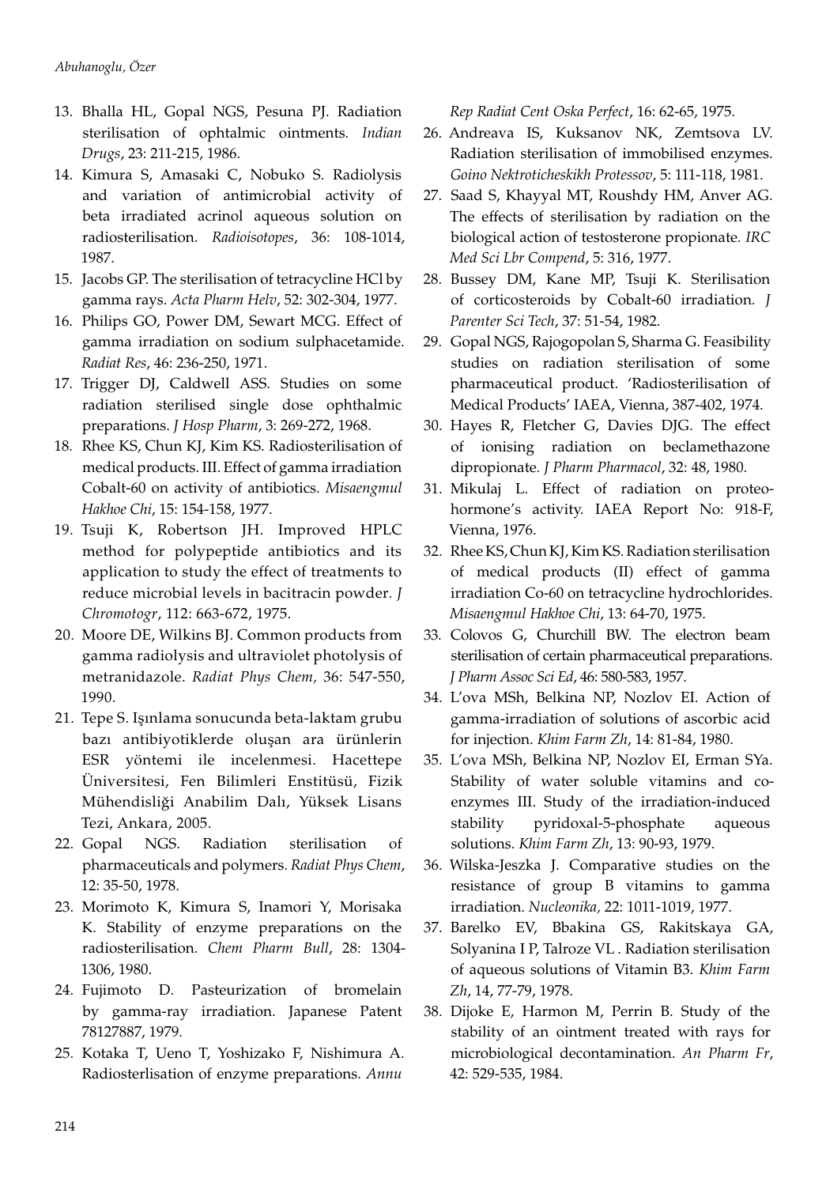13. Bhalla HL, Gopal NGS, Pesuna PJ. Radiation sterilisation of ophtalmic ointments. *Indian Drugs*, 23: 211-215, 1986.
14. Kimura S, Amasaki C, Nobuko S. Radiolysis and variation of antimicrobial activity of beta irradiated acrinol aqueous solution on radiosterilisation. *Radioisotopes*, 36: 108-1014, 1987.
15. Jacobs GP. The sterilisation of tetracycline HCl by gamma rays. *Acta Pharm Helv*, 52: 302-304, 1977.
16. Philips GO, Power DM, Sewart MCG. Effect of gamma irradiation on sodium sulphacetamide. *Radiat Res*, 46: 236-250, 1971.
17. Trigger DJ, Caldwell ASS. Studies on some radiation sterilised single dose ophthalmic preparations. *J Hosp Pharm*, 3: 269-272, 1968.
18. Rhee KS, Chun KJ, Kim KS. Radiosterilisation of medical products. III. Effect of gamma irradiation Cobalt-60 on activity of antibiotics. *Misaengmul Hakhoe Chi*, 15: 154-158, 1977.
19. Tsuji K, Robertson JH. Improved HPLC method for polypeptide antibiotics and its application to study the effect of treatments to reduce microbial levels in bacitracin powder. *J Chromotogr*, 112: 663-672, 1975.
20. Moore DE, Wilkins BJ. Common products from gamma radiolysis and ultraviolet photolysis of metranidazole. *Radiat Phys Chem,* 36: 547-550, 1990.
21. Tepe S. Işınlama sonucunda beta-laktam grubu bazı antibiyotiklerde oluşan ara ürünlerin ESR yöntemi ile incelenmesi. Hacettepe Üniversitesi, Fen Bilimleri Enstitüsü, Fizik Mühendisliği Anabilim Dalı, Yüksek Lisans Tezi, Ankara, 2005.
22. Gopal NGS. Radiation sterilisation of pharmaceuticals and polymers. *Radiat Phys Chem*, 12: 35-50, 1978.
23. Morimoto K, Kimura S, Inamori Y, Morisaka K. Stability of enzyme preparations on the radiosterilisation. *Chem Pharm Bull*, 28: 1304-1306, 1980.
24. Fujimoto D. Pasteurization of bromelain by gamma-ray irradiation. Japanese Patent 78127887, 1979.
25. Kotaka T, Ueno T, Yoshizako F, Nishimura A. Radiosterlisation of enzyme preparations. *Annu Rep Radiat Cent Oska Perfect*, 16: 62-65, 1975.
26. Andreava IS, Kuksanov NK, Zemtsova LV. Radiation sterilisation of immobilised enzymes. *Goino Nektroticheskikh Protessov*, 5: 111-118, 1981.
27. Saad S, Khayyal MT, Roushdy HM, Anver AG. The effects of sterilisation by radiation on the biological action of testosterone propionate. *IRC Med Sci Lbr Compend*, 5: 316, 1977.
28. Bussey DM, Kane MP, Tsuji K. Sterilisation of corticosteroids by Cobalt-60 irradiation. *J Parenter Sci Tech*, 37: 51-54, 1982.
29. Gopal NGS, Rajogopolan S, Sharma G. Feasibility studies on radiation sterilisation of some pharmaceutical product. 'Radiosterilisation of Medical Products' IAEA, Vienna, 387-402, 1974.
30. Hayes R, Fletcher G, Davies DJG. The effect of ionising radiation on beclamethazone dipropionate. *J Pharm Pharmacol*, 32: 48, 1980.
31. Mikulaj L. Effect of radiation on proteo-hormone's activity. IAEA Report No: 918-F, Vienna, 1976.
32. Rhee KS, Chun KJ, Kim KS. Radiation sterilisation of medical products (II) effect of gamma irradiation Co-60 on tetracycline hydrochlorides. *Misaengmul Hakhoe Chi*, 13: 64-70, 1975.
33. Colovos G, Churchill BW. The electron beam sterilisation of certain pharmaceutical preparations. *J Pharm Assoc Sci Ed*, 46: 580-583, 1957.
34. L'ova MSh, Belkina NP, Nozlov EI. Action of gamma-irradiation of solutions of ascorbic acid for injection. *Khim Farm Zh*, 14: 81-84, 1980.
35. L'ova MSh, Belkina NP, Nozlov EI, Erman SYa. Stability of water soluble vitamins and co-enzymes III. Study of the irradiation-induced stability pyridoxal-5-phosphate aqueous solutions. *Khim Farm Zh*, 13: 90-93, 1979.
36. Wilska-Jeszka J. Comparative studies on the resistance of group B vitamins to gamma irradiation. *Nucleonika,* 22: 1011-1019, 1977.
37. Barelko EV, Bbakina GS, Rakitskaya GA, Solyanina I P, Talroze VL . Radiation sterilisation of aqueous solutions of Vitamin B3. *Khim Farm Zh*, 14, 77-79, 1978.
38. Dijoke E, Harmon M, Perrin B. Study of the stability of an ointment treated with rays for microbiological decontamination. *An Pharm Fr*, 42: 529-535, 1984.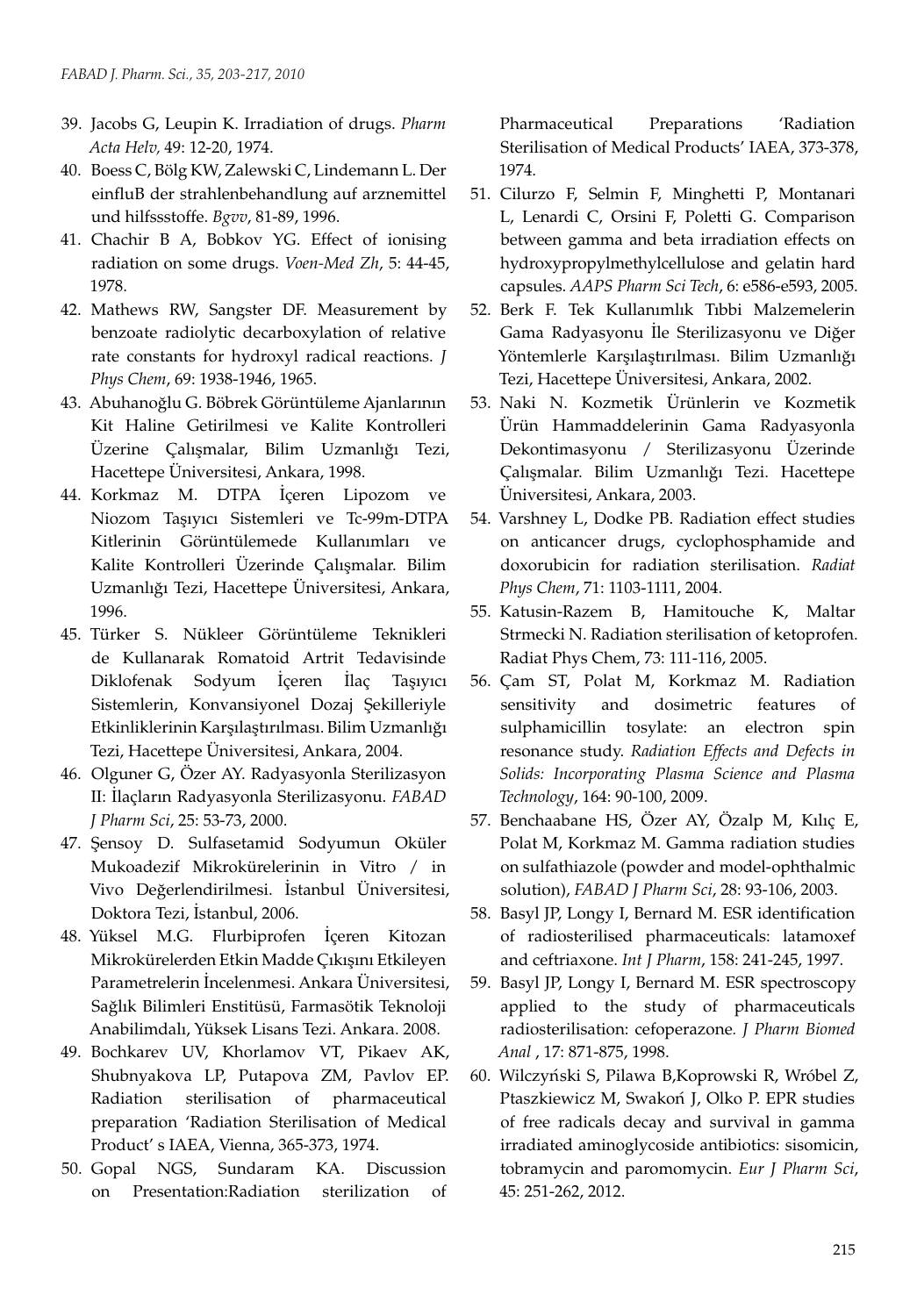39. Jacobs G, Leupin K. Irradiation of drugs. *Pharm Acta Helv,* 49: 12-20, 1974.
40. Boess C, Bölg KW, Zalewski C, Lindemann L. Der einfluB der strahlenbehandlung auf arznemittel und hilfssstoffe. *Bgvv*, 81-89, 1996.
41. Chachir B A, Bobkov YG. Effect of ionising radiation on some drugs. *Voen-Med Zh*, 5: 44-45, 1978.
42. Mathews RW, Sangster DF. Measurement by benzoate radiolytic decarboxylation of relative rate constants for hydroxyl radical reactions. *J Phys Chem*, 69: 1938-1946, 1965.
43. Abuhanoğlu G. Böbrek Görüntüleme Ajanlarının Kit Haline Getirilmesi ve Kalite Kontrolleri Üzerine Çalışmalar, Bilim Uzmanlığı Tezi, Hacettepe Üniversitesi, Ankara, 1998.
44. Korkmaz M. DTPA İçeren Lipozom ve Niozom Taşıyıcı Sistemleri ve Tc-99m-DTPA Kitlerinin Görüntülemede Kullanımları ve Kalite Kontrolleri Üzerinde Çalışmalar. Bilim Uzmanlığı Tezi, Hacettepe Üniversitesi, Ankara, 1996.
45. Türker S. Nükleer Görüntüleme Teknikleri de Kullanarak Romatoid Artrit Tedavisinde Diklofenak Sodyum İçeren İlaç Taşıyıcı Sistemlerin, Konvansiyonel Dozaj Şekilleriyle Etkinliklerinin Karşılaştırılması. Bilim Uzmanlığı Tezi, Hacettepe Üniversitesi, Ankara, 2004.
46. Olguner G, Özer AY. Radyasyonla Sterilizasyon II: İlaçların Radyasyonla Sterilizasyonu. *FABAD J Pharm Sci*, 25: 53-73, 2000.
47. Şensoy D. Sulfasetamid Sodyumun Oküler Mukoadezif Mikrokürelerinin in Vitro / in Vivo Değerlendirilmesi. İstanbul Üniversitesi, Doktora Tezi, İstanbul, 2006.
48. Yüksel M.G. Flurbiprofen İçeren Kitozan Mikrokürelerden Etkin Madde Çıkışını Etkileyen Parametrelerin İncelenmesi. Ankara Üniversitesi, Sağlık Bilimleri Enstitüsü, Farmasötik Teknoloji Anabilimdalı, Yüksek Lisans Tezi. Ankara. 2008.
49. Bochkarev UV, Khorlamov VT, Pikaev AK, Shubnyakova LP, Putapova ZM, Pavlov EP. Radiation sterilisation of pharmaceutical preparation 'Radiation Sterilisation of Medical Product' s IAEA, Vienna, 365-373, 1974.
50. Gopal NGS, Sundaram KA. Discussion on Presentation:Radiation sterilization of Pharmaceutical Preparations 'Radiation Sterilisation of Medical Products' IAEA, 373-378, 1974.
51. Cilurzo F, Selmin F, Minghetti P, Montanari L, Lenardi C, Orsini F, Poletti G. Comparison between gamma and beta irradiation effects on hydroxypropylmethylcellulose and gelatin hard capsules. *AAPS Pharm Sci Tech*, 6: e586-e593, 2005.
52. Berk F. Tek Kullanımlık Tıbbi Malzemelerin Gama Radyasyonu İle Sterilizasyonu ve Diğer Yöntemlerle Karşılaştırılması. Bilim Uzmanlığı Tezi, Hacettepe Üniversitesi, Ankara, 2002.
53. Naki N. Kozmetik Ürünlerin ve Kozmetik Ürün Hammaddelerinin Gama Radyasyonla Dekontimasyonu / Sterilizasyonu Üzerinde Çalışmalar. Bilim Uzmanlığı Tezi. Hacettepe Üniversitesi, Ankara, 2003.
54. Varshney L, Dodke PB. Radiation effect studies on anticancer drugs, cyclophosphamide and doxorubicin for radiation sterilisation. *Radiat Phys Chem*, 71: 1103-1111, 2004.
55. Katusin-Razem B, Hamitouche K, Maltar Strmecki N. Radiation sterilisation of ketoprofen. Radiat Phys Chem, 73: 111-116, 2005.
56. Çam ST, Polat M, Korkmaz M. Radiation sensitivity and dosimetric features of sulphamicillin tosylate: an electron spin resonance study. *Radiation Effects and Defects in Solids: Incorporating Plasma Science and Plasma Technology*, 164: 90-100, 2009.
57. Benchaabane HS, Özer AY, Özalp M, Kılıç E, Polat M, Korkmaz M. Gamma radiation studies on sulfathiazole (powder and model-ophthalmic solution), *FABAD J Pharm Sci*, 28: 93-106, 2003.
58. Basyl JP, Longy I, Bernard M. ESR identification of radiosterilised pharmaceuticals: latamoxef and ceftriaxone. *Int J Pharm*, 158: 241-245, 1997.
59. Basyl JP, Longy I, Bernard M. ESR spectroscopy applied to the study of pharmaceuticals radiosterilisation: cefoperazone. *J Pharm Biomed Anal* , 17: 871-875, 1998.
60. Wilczyński S, Pilawa B,Koprowski R, Wróbel Z, Ptaszkiewicz M, Swakoń J, Olko P. EPR studies of free radicals decay and survival in gamma irradiated aminoglycoside antibiotics: sisomicin, tobramycin and paromomycin. *Eur J Pharm Sci*, 45: 251-262, 2012.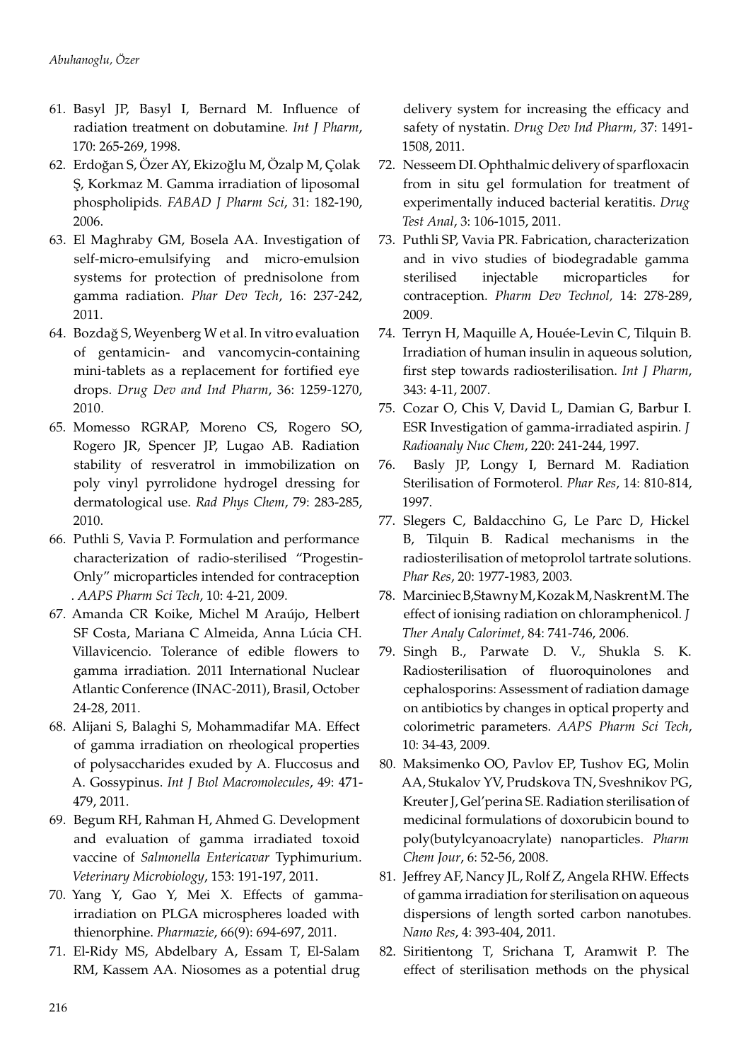61. Basyl JP, Basyl I, Bernard M. Influence of radiation treatment on dobutamine. *Int J Pharm*, 170: 265-269, 1998.
62. Erdoğan S, Özer AY, Ekizoğlu M, Özalp M, Çolak Ş, Korkmaz M. Gamma irradiation of liposomal phospholipids. *FABAD J Pharm Sci*, 31: 182-190, 2006.
63. El Maghraby GM, Bosela AA. Investigation of self-micro-emulsifying and micro-emulsion systems for protection of prednisolone from gamma radiation. *Phar Dev Tech*, 16: 237-242, 2011.
64. Bozdağ S, Weyenberg W et al. In vitro evaluation of gentamicin- and vancomycin-containing mini-tablets as a replacement for fortified eye drops. *Drug Dev and Ind Pharm*, 36: 1259-1270, 2010.
65. Momesso RGRAP, Moreno CS, Rogero SO, Rogero JR, Spencer JP, Lugao AB. Radiation stability of resveratrol in immobilization on poly vinyl pyrrolidone hydrogel dressing for dermatological use. *Rad Phys Chem*, 79: 283-285, 2010.
66. Puthli S, Vavia P. Formulation and performance characterization of radio-sterilised "Progestin-Only" microparticles intended for contraception . *AAPS Pharm Sci Tech*, 10: 4-21, 2009.
67. Amanda CR Koike, Michel M Araújo, Helbert SF Costa, Mariana C Almeida, Anna Lúcia CH. Villavicencio. Tolerance of edible flowers to gamma irradiation. 2011 International Nuclear Atlantic Conference (INAC-2011), Brasil, October 24-28, 2011.
68. Alijani S, Balaghi S, Mohammadifar MA. Effect of gamma irradiation on rheological properties of polysaccharides exuded by A. Fluccosus and A. Gossypinus. *Int J Bıol Macromolecules*, 49: 471-479, 2011.
69. Begum RH, Rahman H, Ahmed G. Development and evaluation of gamma irradiated toxoid vaccine of *Salmonella Entericavar* Typhimurium. *Veterinary Microbiology*, 153: 191-197, 2011.
70. Yang Y, Gao Y, Mei X. Effects of gamma-irradiation on PLGA microspheres loaded with thienorphine. *Pharmazie*, 66(9): 694-697, 2011.
71. El-Ridy MS, Abdelbary A, Essam T, El-Salam RM, Kassem AA. Niosomes as a potential drug delivery system for increasing the efficacy and safety of nystatin. *Drug Dev Ind Pharm,* 37: 1491-1508, 2011.
72. Nesseem DI. Ophthalmic delivery of sparfloxacin from in situ gel formulation for treatment of experimentally induced bacterial keratitis. *Drug Test Anal*, 3: 106-1015, 2011.
73. Puthli SP, Vavia PR. Fabrication, characterization and in vivo studies of biodegradable gamma sterilised injectable microparticles for contraception. *Pharm Dev Technol,* 14: 278-289, 2009.
74. Terryn H, Maquille A, Houée-Levin C, Tilquin B. Irradiation of human insulin in aqueous solution, first step towards radiosterilisation. *Int J Pharm*, 343: 4-11, 2007.
75. Cozar O, Chis V, David L, Damian G, Barbur I. ESR Investigation of gamma-irradiated aspirin. *J Radioanaly Nuc Chem*, 220: 241-244, 1997.
76. Basly JP, Longy I, Bernard M. Radiation Sterilisation of Formoterol. *Phar Res*, 14: 810-814, 1997.
77. Slegers C, Baldacchino G, Le Parc D, Hickel B, Tilquin B. Radical mechanisms in the radiosterilisation of metoprolol tartrate solutions. *Phar Res*, 20: 1977-1983, 2003.
78. Marciniec B, Stawny M, Kozak M, Naskrent M. The effect of ionising radiation on chloramphenicol. *J Ther Analy Calorimet*, 84: 741-746, 2006.
79. Singh B., Parwate D. V., Shukla S. K. Radiosterilisation of fluoroquinolones and cephalosporins: Assessment of radiation damage on antibiotics by changes in optical property and colorimetric parameters. *AAPS Pharm Sci Tech*, 10: 34-43, 2009.
80. Maksimenko OO, Pavlov EP, Tushov EG, Molin AA, Stukalov YV, Prudskova TN, Sveshnikov PG, Kreuter J, Gel'perina SE. Radiation sterilisation of medicinal formulations of doxorubicin bound to poly(butylcyanoacrylate) nanoparticles. *Pharm Chem Jour*, 6: 52-56, 2008.
81. Jeffrey AF, Nancy JL, Rolf Z, Angela RHW. Effects of gamma irradiation for sterilisation on aqueous dispersions of length sorted carbon nanotubes. *Nano Res*, 4: 393-404, 2011.
82. Siritientong T, Srichana T, Aramwit P. The effect of sterilisation methods on the physical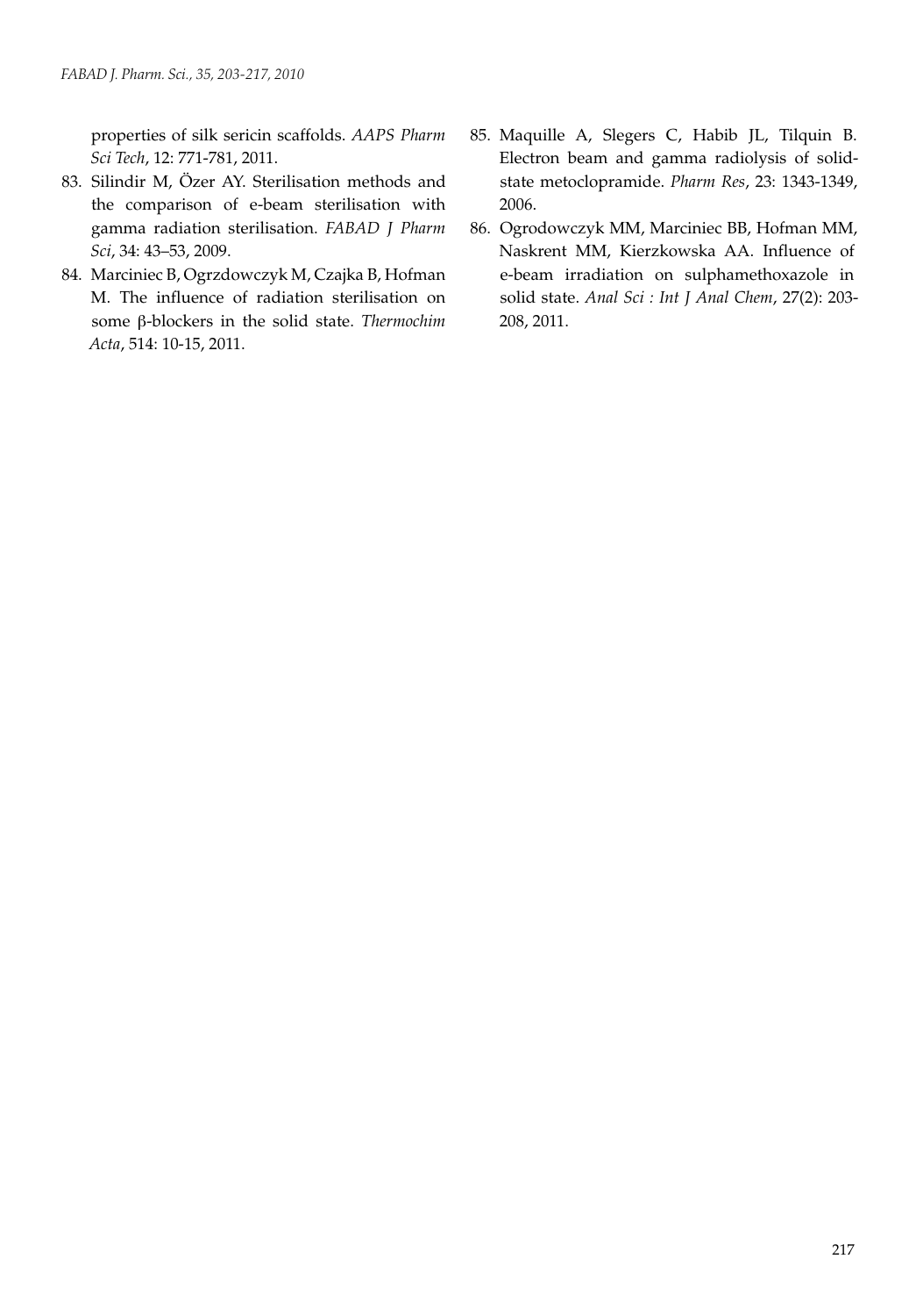properties of silk sericin scaffolds. *AAPS Pharm Sci Tech*, 12: 771-781, 2011.

83. Silindir M, Özer AY. Sterilisation methods and the comparison of e-beam sterilisation with gamma radiation sterilisation. *FABAD J Pharm Sci*, 34: 43–53, 2009.
84. Marciniec B, Ogrzdowczyk M, Czajka B, Hofman M. The influence of radiation sterilisation on some β-blockers in the solid state. *Thermochim Acta*, 514: 10-15, 2011.
85. Maquille A, Slegers C, Habib JL, Tilquin B. Electron beam and gamma radiolysis of solid-state metoclopramide. *Pharm Res*, 23: 1343-1349, 2006.
86. Ogrodowczyk MM, Marciniec BB, Hofman MM, Naskrent MM, Kierzkowska AA. Influence of e-beam irradiation on sulphamethoxazole in solid state. *Anal Sci : Int J Anal Chem*, 27(2): 203-208, 2011.